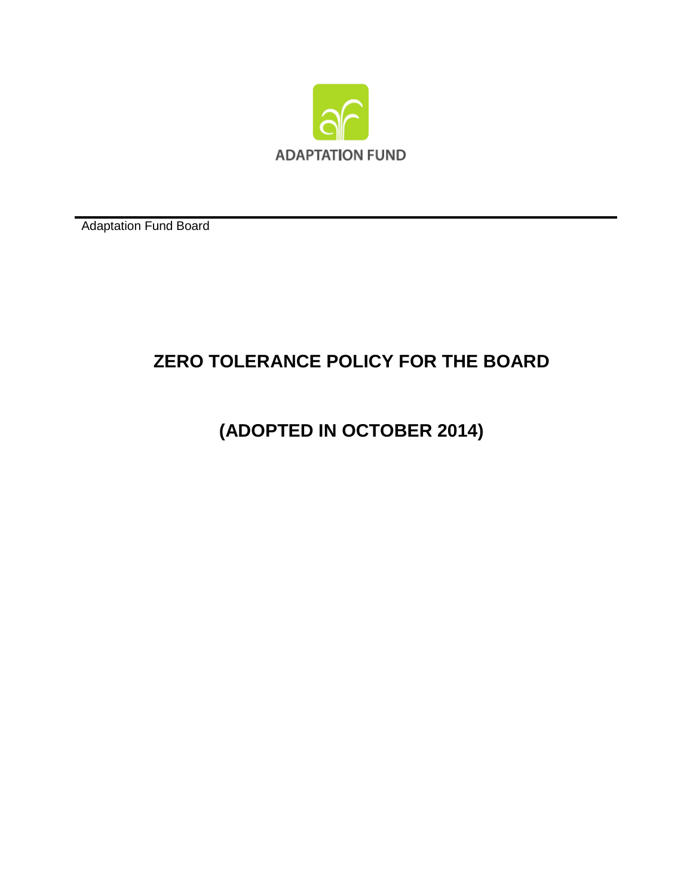ADAPTATION FUND

Adaptation Fund Board

# ZERO TOLERANCE POLICY FOR THE BOARD

# (ADOPTED IN OCTOBER 2014)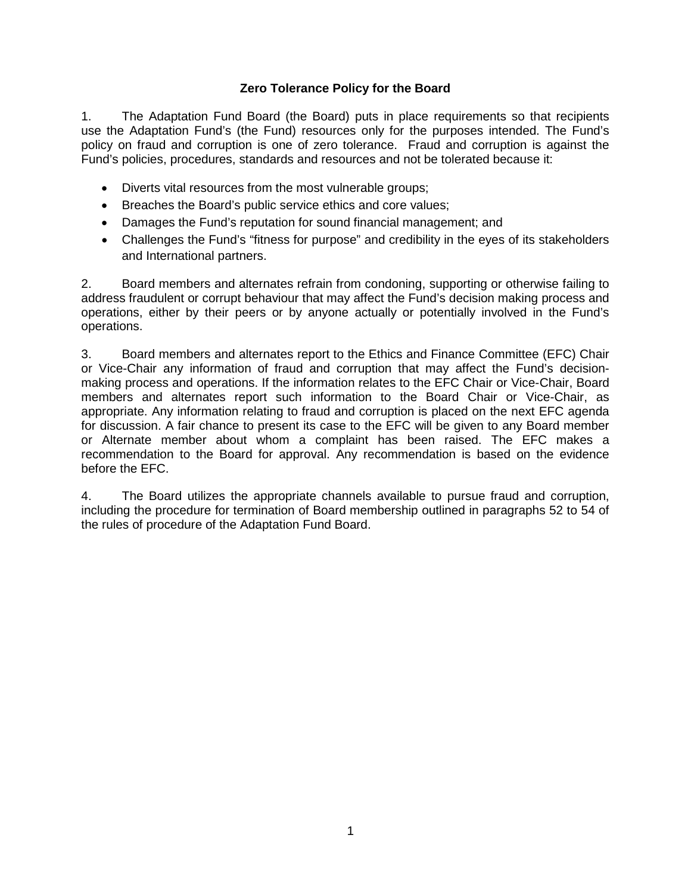**Zero Tolerance Policy for the Board**

1. The Adaptation Fund Board (the Board) puts in place requirements so that recipients use the Adaptation Fund's (the Fund) resources only for the purposes intended. The Fund's policy on fraud and corruption is one of zero tolerance. Fraud and corruption is against the Fund's policies, procedures, standards and resources and not be tolerated because it:

- Diverts vital resources from the most vulnerable groups;
- Breaches the Board's public service ethics and core values;
- Damages the Fund's reputation for sound financial management; and
- Challenges the Fund's "fitness for purpose" and credibility in the eyes of its stakeholders and International partners.

2. Board members and alternates refrain from condoning, supporting or otherwise failing to address fraudulent or corrupt behaviour that may affect the Fund's decision making process and operations, either by their peers or by anyone actually or potentially involved in the Fund's operations.

3. Board members and alternates report to the Ethics and Finance Committee (EFC) Chair or Vice-Chair any information of fraud and corruption that may affect the Fund's decision-making process and operations. If the information relates to the EFC Chair or Vice-Chair, Board members and alternates report such information to the Board Chair or Vice-Chair, as appropriate. Any information relating to fraud and corruption is placed on the next EFC agenda for discussion. A fair chance to present its case to the EFC will be given to any Board member or Alternate member about whom a complaint has been raised. The EFC makes a recommendation to the Board for approval. Any recommendation is based on the evidence before the EFC.

4. The Board utilizes the appropriate channels available to pursue fraud and corruption, including the procedure for termination of Board membership outlined in paragraphs 52 to 54 of the rules of procedure of the Adaptation Fund Board.